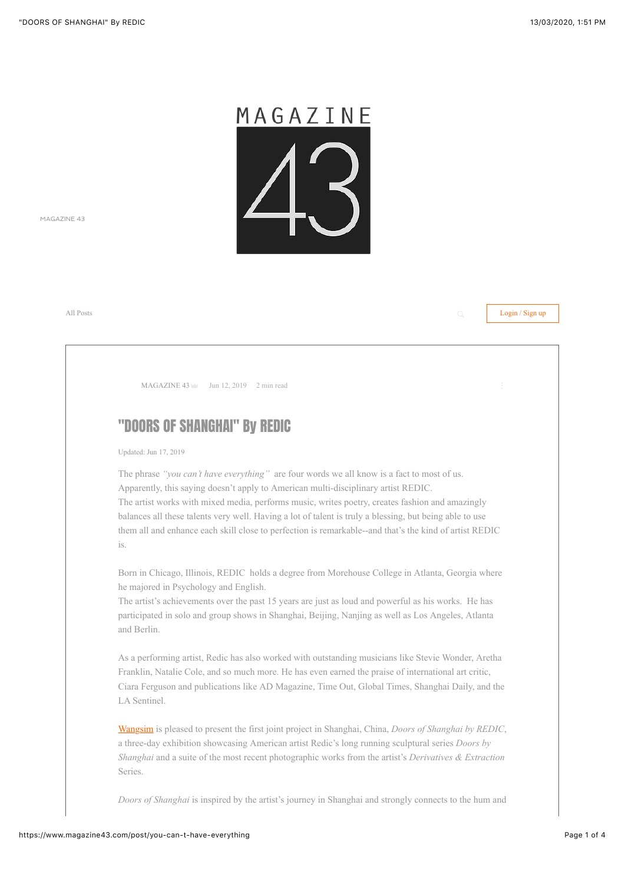MAGAZINE 43

MAGAZINE 43

All Posts

Login / Sign up

MAGAZINE 43 · Jun 12, 2019 · 2 min read

# "DOORS OF SHANGHAI" By REDIC

Updated: Jun 17, 2019

The phrase *"you can't have everything"* are four words we all know is a fact to most of us. Apparently, this saying doesn't apply to American multi-disciplinary artist REDIC.
The artist works with mixed media, performs music, writes poetry, creates fashion and amazingly balances all these talents very well. Having a lot of talent is truly a blessing, but being able to use them all and enhance each skill close to perfection is remarkable--and that's the kind of artist REDIC is.

Born in Chicago, Illinois, REDIC holds a degree from Morehouse College in Atlanta, Georgia where he majored in Psychology and English.
The artist's achievements over the past 15 years are just as loud and powerful as his works. He has participated in solo and group shows in Shanghai, Beijing, Nanjing as well as Los Angeles, Atlanta and Berlin.

As a performing artist, Redic has also worked with outstanding musicians like Stevie Wonder, Aretha Franklin, Natalie Cole, and so much more. He has even earned the praise of international art critic, Ciara Ferguson and publications like AD Magazine, Time Out, Global Times, Shanghai Daily, and the LA Sentinel.

Wangsim is pleased to present the first joint project in Shanghai, China, *Doors of Shanghai by REDIC*, a three-day exhibition showcasing American artist Redic's long running sculptural series *Doors by Shanghai* and a suite of the most recent photographic works from the artist's *Derivatives & Extraction* Series.

*Doors of Shanghai* is inspired by the artist's journey in Shanghai and strongly connects to the hum and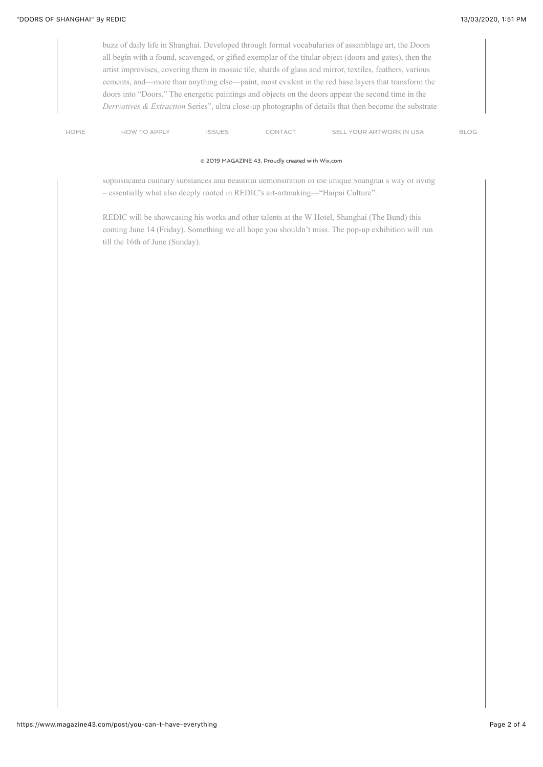buzz of daily life in Shanghai. Developed through formal vocabularies of assemblage art, the Doors all begin with a found, scavenged, or gifted exemplar of the titular object (doors and gates), then the artist improvises, covering them in mosaic tile, shards of glass and mirror, textiles, feathers, various cements, and—more than anything else—paint, most evident in the red base layers that transform the doors into "Doors." The energetic paintings and objects on the doors appear the second time in the *Derivatives & Extraction* Series", ultra close-up photographs of details that then become the substrate

HOME HOW TO APPLY ISSUES CONTACT SELL YOUR ARTWORK IN USA BLOG

© 2019 MAGAZINE 43. Proudly created with Wix.com

sophisticated culinary substances and beautiful demonstration of the unique Shanghai's way of living – essentially what also deeply rooted in REDIC's art-artmaking—"Haipai Culture".

REDIC will be showcasing his works and other talents at the W Hotel, Shanghai (The Bund) this coming June 14 (Friday). Something we all hope you shouldn't miss. The pop-up exhibition will run till the 16th of June (Sunday).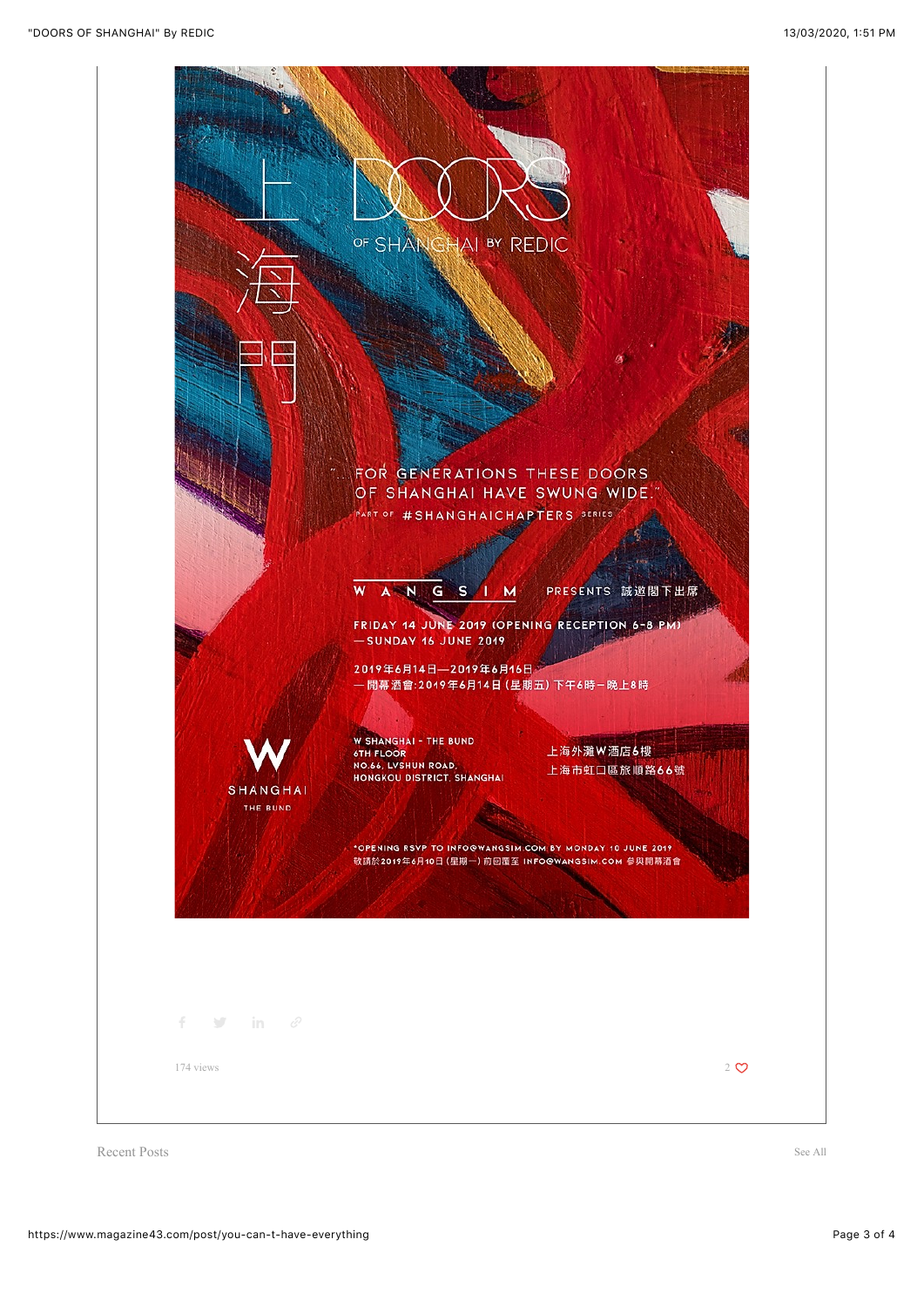# 上海門

# DOORS

OF SHANGHAI BY REDIC

"...FOR GENERATIONS THESE DOORS OF SHANGHAI HAVE SWUNG WIDE."

PART OF #SHANGHAICHAPTERS SERIES

WANGSIM PRESENTS 誠邀閣下出席

FRIDAY 14 JUNE 2019 (OPENING RECEPTION 6-8 PM)
— SUNDAY 16 JUNE 2019

2019年6月14日—2019年6月16日
— 開幕酒會:2019年6月14日(星期五)下午6時—晚上8時

W SHANGHAI THE BUND

W SHANGHAI - THE BUND
6TH FLOOR
NO.66, LVSHUN ROAD,
HONGKOU DISTRICT, SHANGHAI

上海外灘W酒店6樓
上海市虹口區旅順路66號

*OPENING RSVP TO INFO@WANGSIM.COM BY MONDAY 10 JUNE 2019
敬請於2019年6月10日(星期一)前回覆至 INFO@WANGSIM.COM 參與開幕酒會

174 views

2 ♡

Recent Posts

See All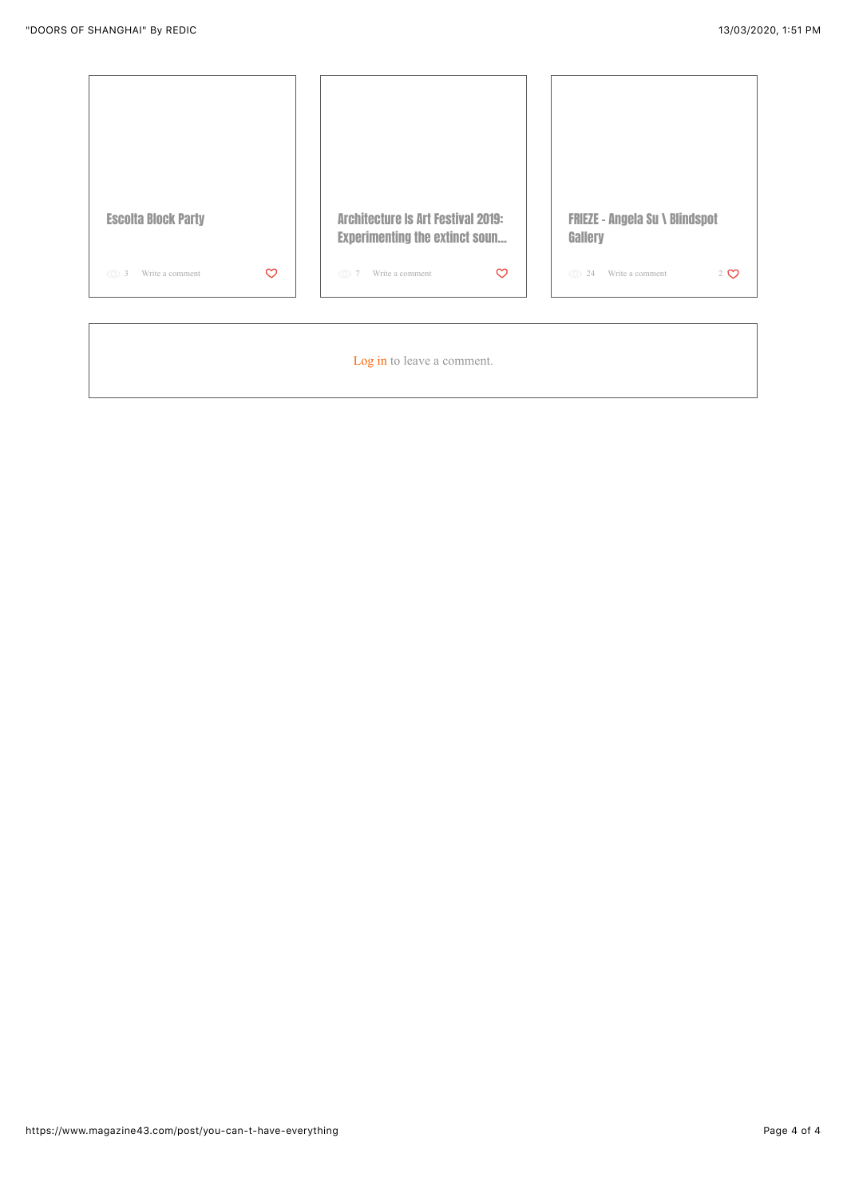**Escolta Block Party**

3 Write a comment

**Architecture Is Art Festival 2019: Experimenting the extinct soun...**

7 Write a comment

**FRIEZE - Angela Su \ Blindspot Gallery**

24 Write a comment 2

Log in to leave a comment.